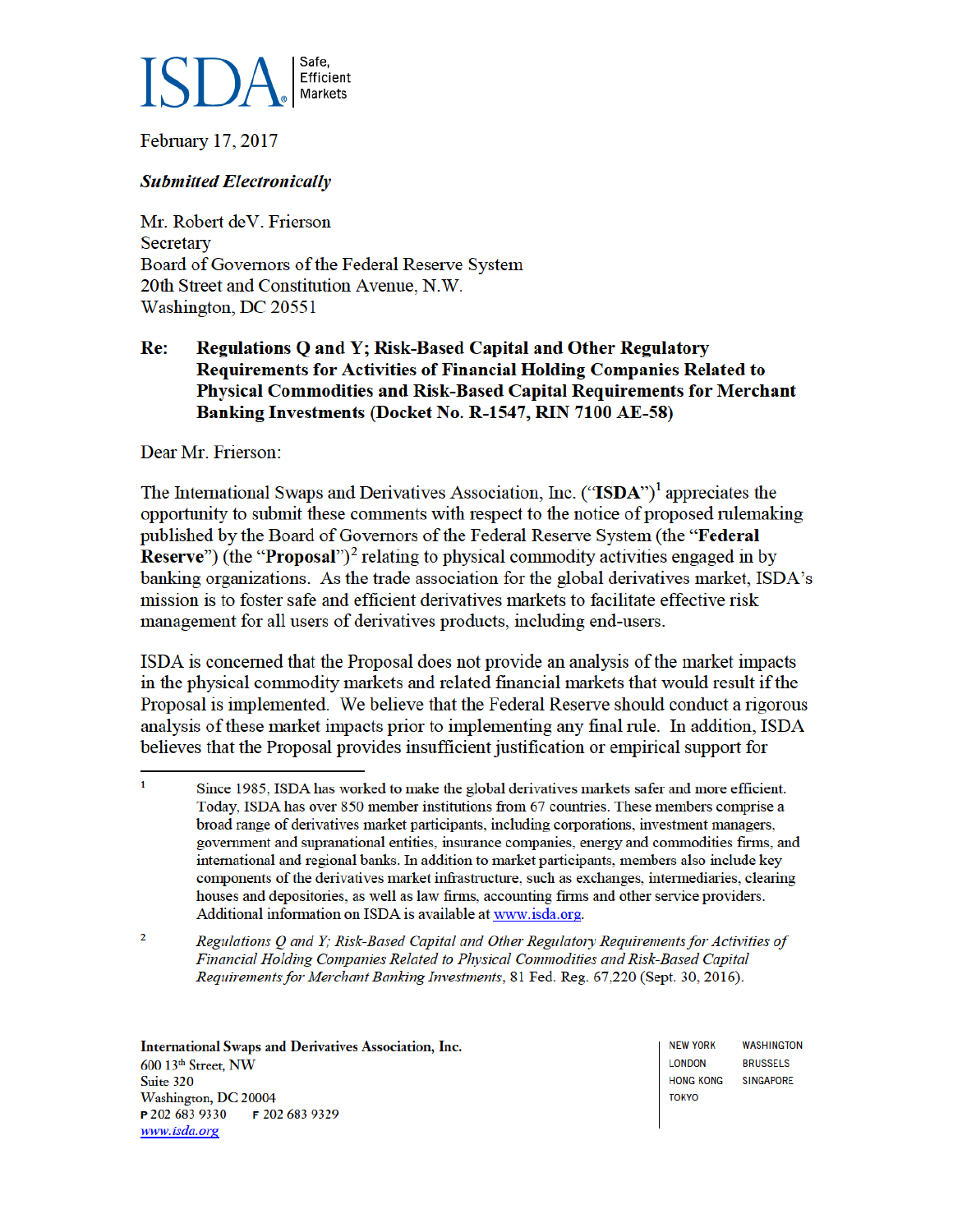ISDA Safe, Efficient Markets

February 17, 2017

***Submitted Electronically***

Mr. Robert deV. Frierson
Secretary
Board of Governors of the Federal Reserve System
20th Street and Constitution Avenue, N.W.
Washington, DC 20551

**Re: Regulations Q and Y; Risk-Based Capital and Other Regulatory Requirements for Activities of Financial Holding Companies Related to Physical Commodities and Risk-Based Capital Requirements for Merchant Banking Investments (Docket No. R-1547, RIN 7100 AE-58)**

Dear Mr. Frierson:

The International Swaps and Derivatives Association, Inc. ("**ISDA**")[1] appreciates the opportunity to submit these comments with respect to the notice of proposed rulemaking published by the Board of Governors of the Federal Reserve System (the "**Federal Reserve**") (the "**Proposal**")[2] relating to physical commodity activities engaged in by banking organizations. As the trade association for the global derivatives market, ISDA's mission is to foster safe and efficient derivatives markets to facilitate effective risk management for all users of derivatives products, including end-users.

ISDA is concerned that the Proposal does not provide an analysis of the market impacts in the physical commodity markets and related financial markets that would result if the Proposal is implemented. We believe that the Federal Reserve should conduct a rigorous analysis of these market impacts prior to implementing any final rule. In addition, ISDA believes that the Proposal provides insufficient justification or empirical support for

---

[1] Since 1985, ISDA has worked to make the global derivatives markets safer and more efficient. Today, ISDA has over 850 member institutions from 67 countries. These members comprise a broad range of derivatives market participants, including corporations, investment managers, government and supranational entities, insurance companies, energy and commodities firms, and international and regional banks. In addition to market participants, members also include key components of the derivatives market infrastructure, such as exchanges, intermediaries, clearing houses and depositories, as well as law firms, accounting firms and other service providers. Additional information on ISDA is available at www.isda.org.

[2] *Regulations Q and Y; Risk-Based Capital and Other Regulatory Requirements for Activities of Financial Holding Companies Related to Physical Commodities and Risk-Based Capital Requirements for Merchant Banking Investments*, 81 Fed. Reg. 67,220 (Sept. 30, 2016).

---

**International Swaps and Derivatives Association, Inc.**
600 13th Street, NW
Suite 320
Washington, DC 20004
P 202 683 9330 F 202 683 9329
www.isda.org

NEW YORK WASHINGTON
LONDON BRUSSELS
HONG KONG SINGAPORE
TOKYO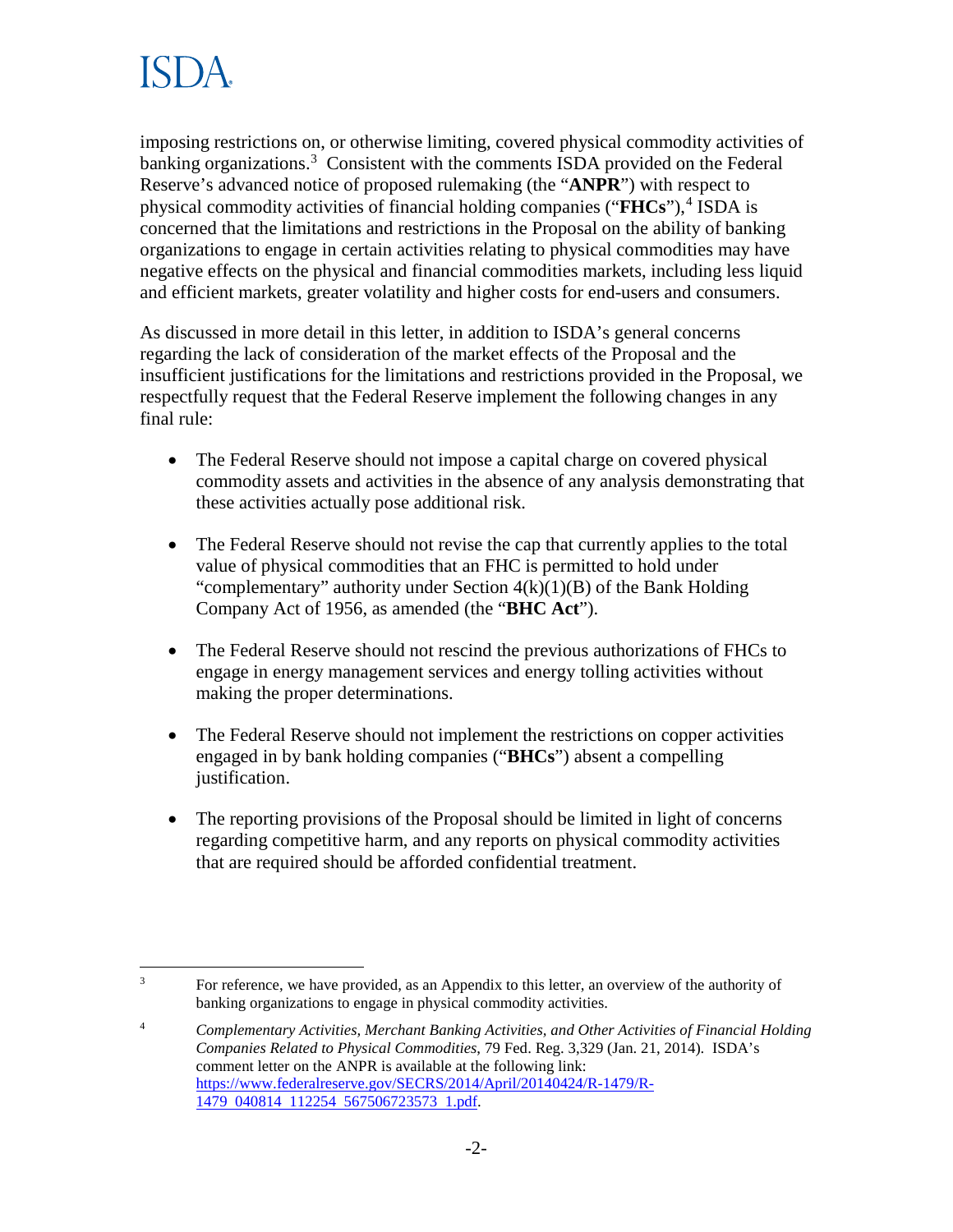imposing restrictions on, or otherwise limiting, covered physical commodity activities of banking organizations.[3] Consistent with the comments ISDA provided on the Federal Reserve's advanced notice of proposed rulemaking (the "**ANPR**") with respect to physical commodity activities of financial holding companies ("**FHCs**"),[4] ISDA is concerned that the limitations and restrictions in the Proposal on the ability of banking organizations to engage in certain activities relating to physical commodities may have negative effects on the physical and financial commodities markets, including less liquid and efficient markets, greater volatility and higher costs for end-users and consumers.

As discussed in more detail in this letter, in addition to ISDA's general concerns regarding the lack of consideration of the market effects of the Proposal and the insufficient justifications for the limitations and restrictions provided in the Proposal, we respectfully request that the Federal Reserve implement the following changes in any final rule:

- The Federal Reserve should not impose a capital charge on covered physical commodity assets and activities in the absence of any analysis demonstrating that these activities actually pose additional risk.
- The Federal Reserve should not revise the cap that currently applies to the total value of physical commodities that an FHC is permitted to hold under "complementary" authority under Section 4(k)(1)(B) of the Bank Holding Company Act of 1956, as amended (the "**BHC Act**").
- The Federal Reserve should not rescind the previous authorizations of FHCs to engage in energy management services and energy tolling activities without making the proper determinations.
- The Federal Reserve should not implement the restrictions on copper activities engaged in by bank holding companies ("**BHCs**") absent a compelling justification.
- The reporting provisions of the Proposal should be limited in light of concerns regarding competitive harm, and any reports on physical commodity activities that are required should be afforded confidential treatment.

---

[3] For reference, we have provided, as an Appendix to this letter, an overview of the authority of banking organizations to engage in physical commodity activities.

[4] *Complementary Activities, Merchant Banking Activities, and Other Activities of Financial Holding Companies Related to Physical Commodities*, 79 Fed. Reg. 3,329 (Jan. 21, 2014). ISDA's comment letter on the ANPR is available at the following link: https://www.federalreserve.gov/SECRS/2014/April/20140424/R-1479/R-1479_040814_112254_567506723573_1.pdf.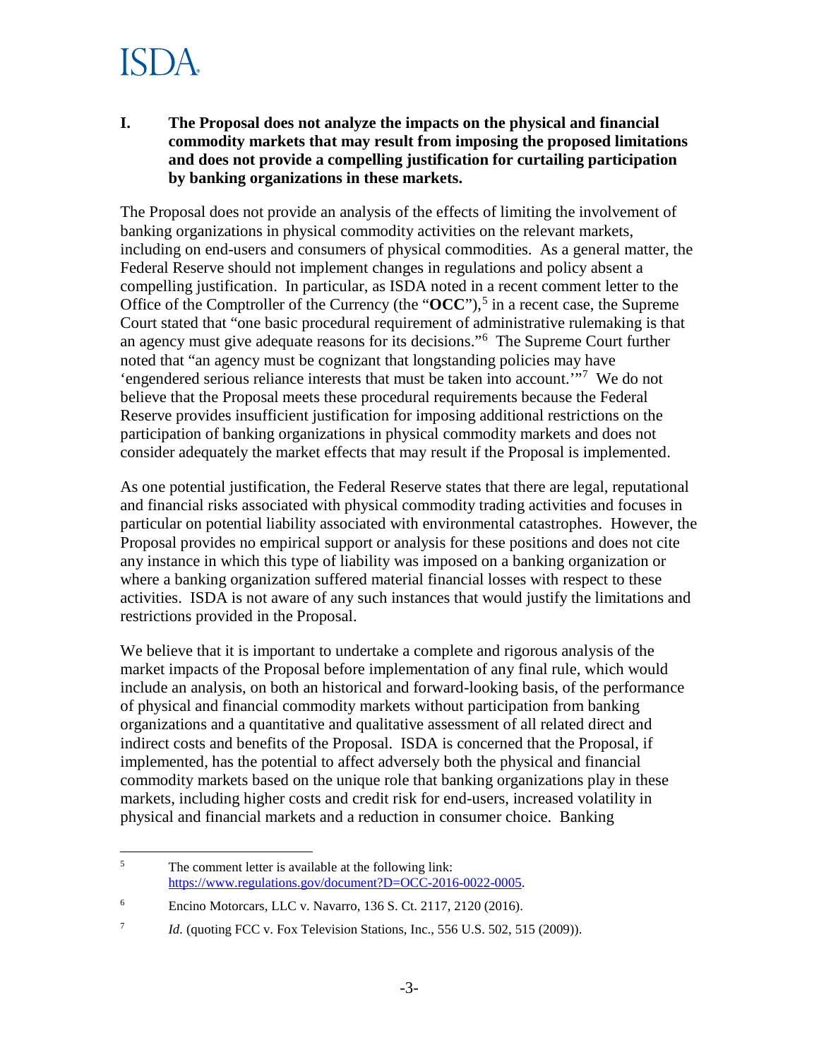## I. The Proposal does not analyze the impacts on the physical and financial commodity markets that may result from imposing the proposed limitations and does not provide a compelling justification for curtailing participation by banking organizations in these markets.

The Proposal does not provide an analysis of the effects of limiting the involvement of banking organizations in physical commodity activities on the relevant markets, including on end-users and consumers of physical commodities. As a general matter, the Federal Reserve should not implement changes in regulations and policy absent a compelling justification. In particular, as ISDA noted in a recent comment letter to the Office of the Comptroller of the Currency (the "**OCC**"),[5] in a recent case, the Supreme Court stated that "one basic procedural requirement of administrative rulemaking is that an agency must give adequate reasons for its decisions."[6] The Supreme Court further noted that "an agency must be cognizant that longstanding policies may have 'engendered serious reliance interests that must be taken into account.'"[7] We do not believe that the Proposal meets these procedural requirements because the Federal Reserve provides insufficient justification for imposing additional restrictions on the participation of banking organizations in physical commodity markets and does not consider adequately the market effects that may result if the Proposal is implemented.

As one potential justification, the Federal Reserve states that there are legal, reputational and financial risks associated with physical commodity trading activities and focuses in particular on potential liability associated with environmental catastrophes. However, the Proposal provides no empirical support or analysis for these positions and does not cite any instance in which this type of liability was imposed on a banking organization or where a banking organization suffered material financial losses with respect to these activities. ISDA is not aware of any such instances that would justify the limitations and restrictions provided in the Proposal.

We believe that it is important to undertake a complete and rigorous analysis of the market impacts of the Proposal before implementation of any final rule, which would include an analysis, on both an historical and forward-looking basis, of the performance of physical and financial commodity markets without participation from banking organizations and a quantitative and qualitative assessment of all related direct and indirect costs and benefits of the Proposal. ISDA is concerned that the Proposal, if implemented, has the potential to affect adversely both the physical and financial commodity markets based on the unique role that banking organizations play in these markets, including higher costs and credit risk for end-users, increased volatility in physical and financial markets and a reduction in consumer choice. Banking

---

[5] The comment letter is available at the following link: https://www.regulations.gov/document?D=OCC-2016-0022-0005.

[6] Encino Motorcars, LLC v. Navarro, 136 S. Ct. 2117, 2120 (2016).

[7] *Id.* (quoting FCC v. Fox Television Stations, Inc., 556 U.S. 502, 515 (2009)).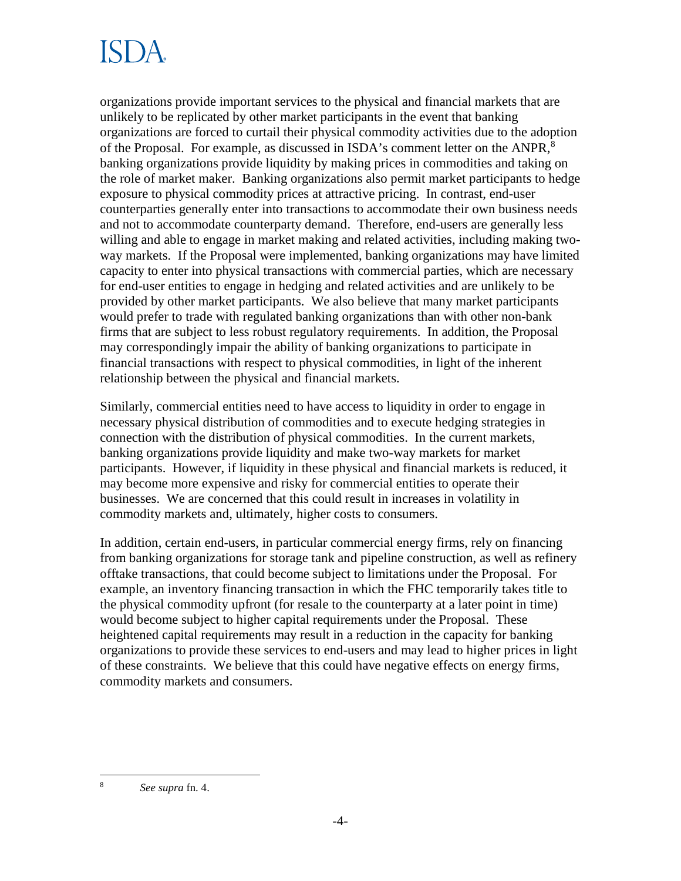organizations provide important services to the physical and financial markets that are unlikely to be replicated by other market participants in the event that banking organizations are forced to curtail their physical commodity activities due to the adoption of the Proposal. For example, as discussed in ISDA's comment letter on the ANPR,[8] banking organizations provide liquidity by making prices in commodities and taking on the role of market maker. Banking organizations also permit market participants to hedge exposure to physical commodity prices at attractive pricing. In contrast, end-user counterparties generally enter into transactions to accommodate their own business needs and not to accommodate counterparty demand. Therefore, end-users are generally less willing and able to engage in market making and related activities, including making two-way markets. If the Proposal were implemented, banking organizations may have limited capacity to enter into physical transactions with commercial parties, which are necessary for end-user entities to engage in hedging and related activities and are unlikely to be provided by other market participants. We also believe that many market participants would prefer to trade with regulated banking organizations than with other non-bank firms that are subject to less robust regulatory requirements. In addition, the Proposal may correspondingly impair the ability of banking organizations to participate in financial transactions with respect to physical commodities, in light of the inherent relationship between the physical and financial markets.

Similarly, commercial entities need to have access to liquidity in order to engage in necessary physical distribution of commodities and to execute hedging strategies in connection with the distribution of physical commodities. In the current markets, banking organizations provide liquidity and make two-way markets for market participants. However, if liquidity in these physical and financial markets is reduced, it may become more expensive and risky for commercial entities to operate their businesses. We are concerned that this could result in increases in volatility in commodity markets and, ultimately, higher costs to consumers.

In addition, certain end-users, in particular commercial energy firms, rely on financing from banking organizations for storage tank and pipeline construction, as well as refinery offtake transactions, that could become subject to limitations under the Proposal. For example, an inventory financing transaction in which the FHC temporarily takes title to the physical commodity upfront (for resale to the counterparty at a later point in time) would become subject to higher capital requirements under the Proposal. These heightened capital requirements may result in a reduction in the capacity for banking organizations to provide these services to end-users and may lead to higher prices in light of these constraints. We believe that this could have negative effects on energy firms, commodity markets and consumers.

---

[8] *See supra* fn. 4.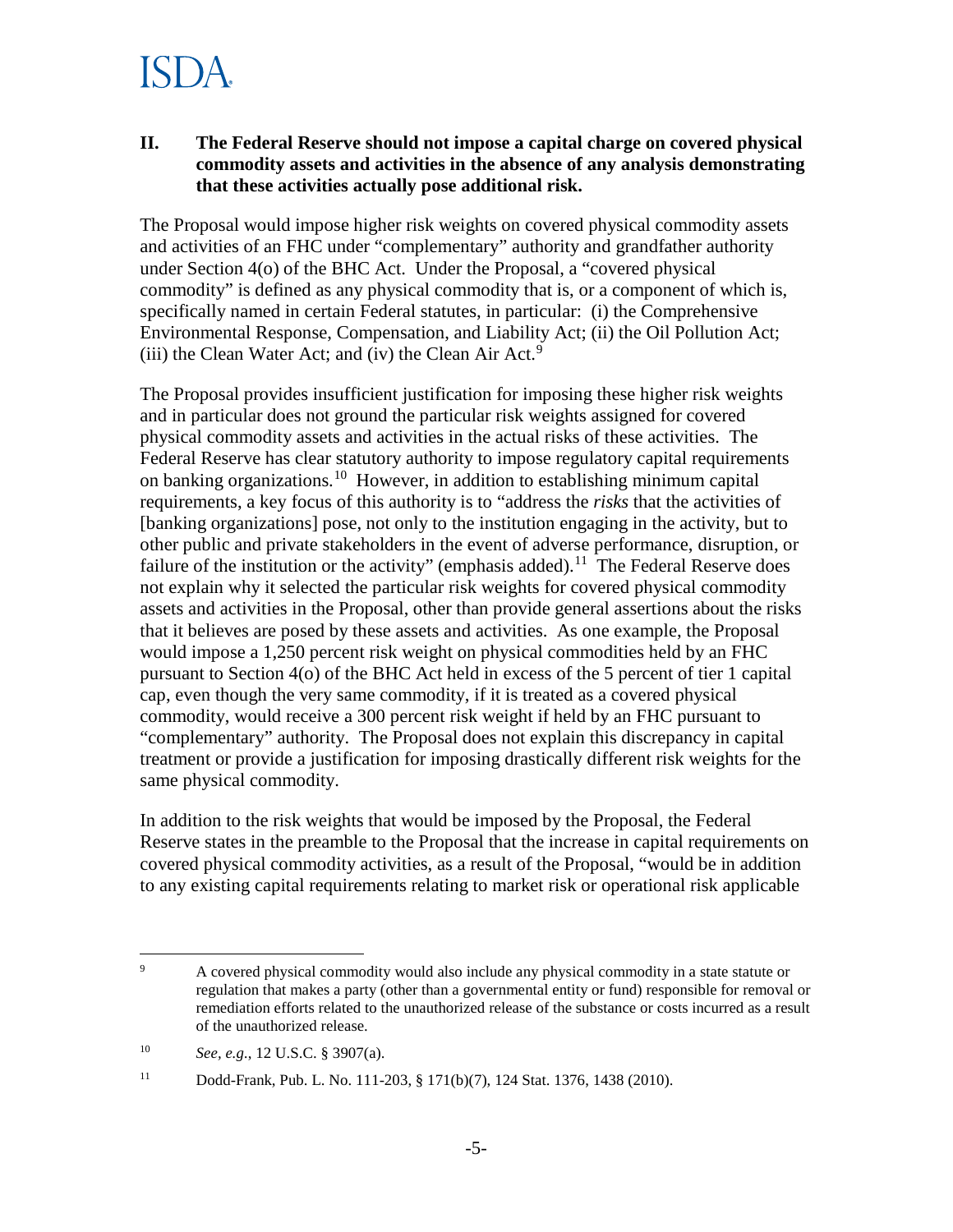## II. The Federal Reserve should not impose a capital charge on covered physical commodity assets and activities in the absence of any analysis demonstrating that these activities actually pose additional risk.

The Proposal would impose higher risk weights on covered physical commodity assets and activities of an FHC under "complementary" authority and grandfather authority under Section 4(o) of the BHC Act. Under the Proposal, a "covered physical commodity" is defined as any physical commodity that is, or a component of which is, specifically named in certain Federal statutes, in particular: (i) the Comprehensive Environmental Response, Compensation, and Liability Act; (ii) the Oil Pollution Act; (iii) the Clean Water Act; and (iv) the Clean Air Act.[9]

The Proposal provides insufficient justification for imposing these higher risk weights and in particular does not ground the particular risk weights assigned for covered physical commodity assets and activities in the actual risks of these activities. The Federal Reserve has clear statutory authority to impose regulatory capital requirements on banking organizations.[10] However, in addition to establishing minimum capital requirements, a key focus of this authority is to "address the *risks* that the activities of [banking organizations] pose, not only to the institution engaging in the activity, but to other public and private stakeholders in the event of adverse performance, disruption, or failure of the institution or the activity" (emphasis added).[11] The Federal Reserve does not explain why it selected the particular risk weights for covered physical commodity assets and activities in the Proposal, other than provide general assertions about the risks that it believes are posed by these assets and activities. As one example, the Proposal would impose a 1,250 percent risk weight on physical commodities held by an FHC pursuant to Section 4(o) of the BHC Act held in excess of the 5 percent of tier 1 capital cap, even though the very same commodity, if it is treated as a covered physical commodity, would receive a 300 percent risk weight if held by an FHC pursuant to "complementary" authority. The Proposal does not explain this discrepancy in capital treatment or provide a justification for imposing drastically different risk weights for the same physical commodity.

In addition to the risk weights that would be imposed by the Proposal, the Federal Reserve states in the preamble to the Proposal that the increase in capital requirements on covered physical commodity activities, as a result of the Proposal, "would be in addition to any existing capital requirements relating to market risk or operational risk applicable

---

[9] A covered physical commodity would also include any physical commodity in a state statute or regulation that makes a party (other than a governmental entity or fund) responsible for removal or remediation efforts related to the unauthorized release of the substance or costs incurred as a result of the unauthorized release.

[10] *See, e.g.*, 12 U.S.C. § 3907(a).

[11] Dodd-Frank, Pub. L. No. 111-203, § 171(b)(7), 124 Stat. 1376, 1438 (2010).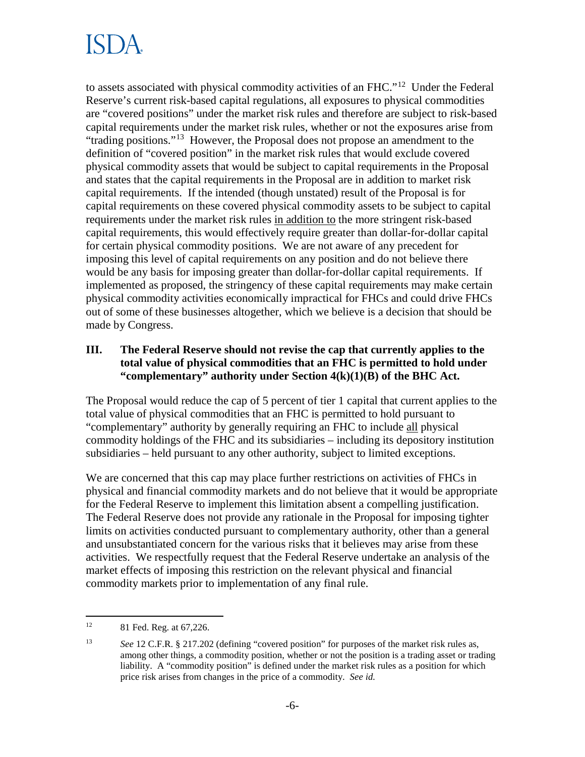to assets associated with physical commodity activities of an FHC."[12] Under the Federal Reserve's current risk-based capital regulations, all exposures to physical commodities are "covered positions" under the market risk rules and therefore are subject to risk-based capital requirements under the market risk rules, whether or not the exposures arise from "trading positions."[13] However, the Proposal does not propose an amendment to the definition of "covered position" in the market risk rules that would exclude covered physical commodity assets that would be subject to capital requirements in the Proposal and states that the capital requirements in the Proposal are in addition to market risk capital requirements. If the intended (though unstated) result of the Proposal is for capital requirements on these covered physical commodity assets to be subject to capital requirements under the market risk rules <u>in addition to</u> the more stringent risk-based capital requirements, this would effectively require greater than dollar-for-dollar capital for certain physical commodity positions. We are not aware of any precedent for imposing this level of capital requirements on any position and do not believe there would be any basis for imposing greater than dollar-for-dollar capital requirements. If implemented as proposed, the stringency of these capital requirements may make certain physical commodity activities economically impractical for FHCs and could drive FHCs out of some of these businesses altogether, which we believe is a decision that should be made by Congress.

## III. The Federal Reserve should not revise the cap that currently applies to the total value of physical commodities that an FHC is permitted to hold under "complementary" authority under Section 4(k)(1)(B) of the BHC Act.

The Proposal would reduce the cap of 5 percent of tier 1 capital that current applies to the total value of physical commodities that an FHC is permitted to hold pursuant to "complementary" authority by generally requiring an FHC to include <u>all</u> physical commodity holdings of the FHC and its subsidiaries – including its depository institution subsidiaries – held pursuant to any other authority, subject to limited exceptions.

We are concerned that this cap may place further restrictions on activities of FHCs in physical and financial commodity markets and do not believe that it would be appropriate for the Federal Reserve to implement this limitation absent a compelling justification. The Federal Reserve does not provide any rationale in the Proposal for imposing tighter limits on activities conducted pursuant to complementary authority, other than a general and unsubstantiated concern for the various risks that it believes may arise from these activities. We respectfully request that the Federal Reserve undertake an analysis of the market effects of imposing this restriction on the relevant physical and financial commodity markets prior to implementation of any final rule.

---

[12] 81 Fed. Reg. at 67,226.

[13] *See* 12 C.F.R. § 217.202 (defining "covered position" for purposes of the market risk rules as, among other things, a commodity position, whether or not the position is a trading asset or trading liability. A "commodity position" is defined under the market risk rules as a position for which price risk arises from changes in the price of a commodity. *See id.*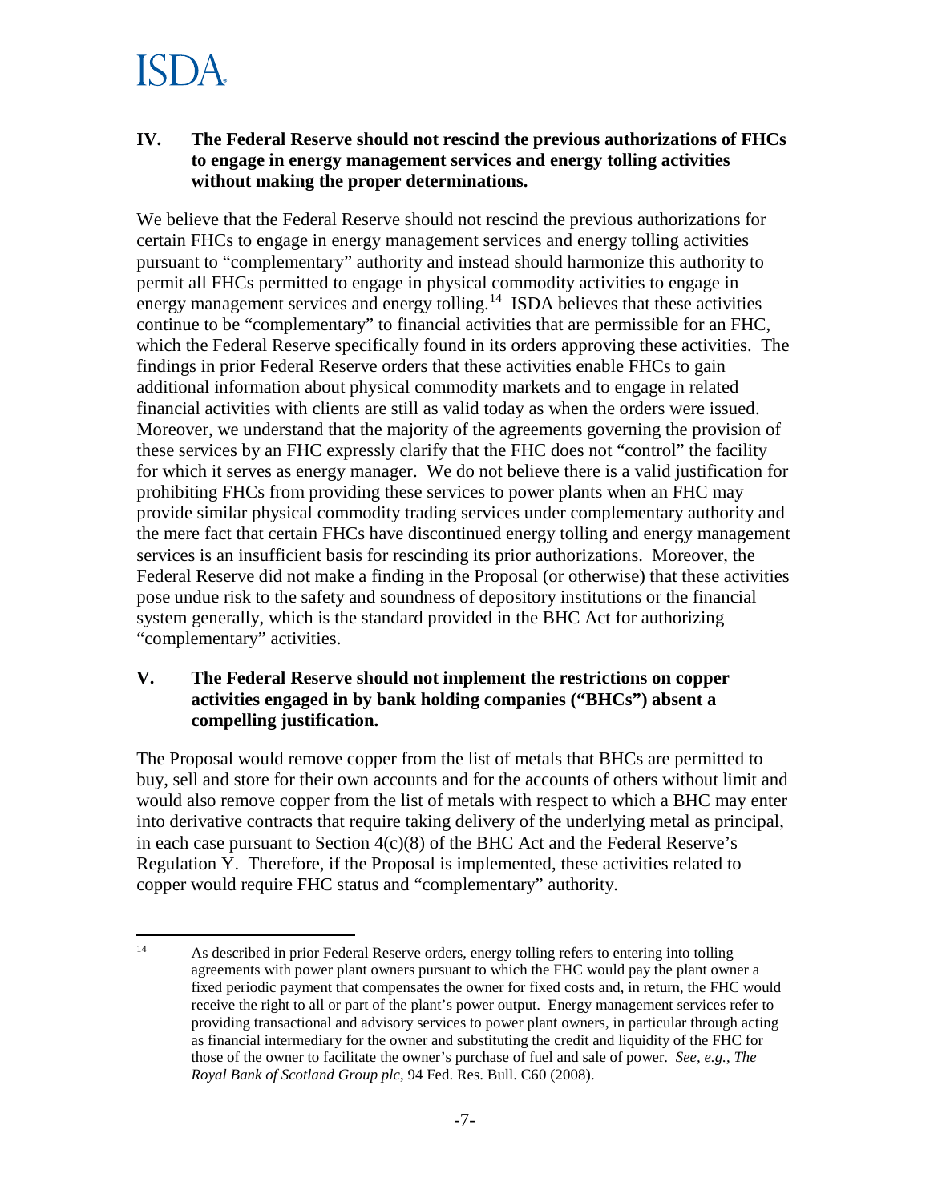## IV. The Federal Reserve should not rescind the previous authorizations of FHCs to engage in energy management services and energy tolling activities without making the proper determinations.

We believe that the Federal Reserve should not rescind the previous authorizations for certain FHCs to engage in energy management services and energy tolling activities pursuant to "complementary" authority and instead should harmonize this authority to permit all FHCs permitted to engage in physical commodity activities to engage in energy management services and energy tolling.[14] ISDA believes that these activities continue to be "complementary" to financial activities that are permissible for an FHC, which the Federal Reserve specifically found in its orders approving these activities. The findings in prior Federal Reserve orders that these activities enable FHCs to gain additional information about physical commodity markets and to engage in related financial activities with clients are still as valid today as when the orders were issued. Moreover, we understand that the majority of the agreements governing the provision of these services by an FHC expressly clarify that the FHC does not "control" the facility for which it serves as energy manager. We do not believe there is a valid justification for prohibiting FHCs from providing these services to power plants when an FHC may provide similar physical commodity trading services under complementary authority and the mere fact that certain FHCs have discontinued energy tolling and energy management services is an insufficient basis for rescinding its prior authorizations. Moreover, the Federal Reserve did not make a finding in the Proposal (or otherwise) that these activities pose undue risk to the safety and soundness of depository institutions or the financial system generally, which is the standard provided in the BHC Act for authorizing "complementary" activities.

## V. The Federal Reserve should not implement the restrictions on copper activities engaged in by bank holding companies ("BHCs") absent a compelling justification.

The Proposal would remove copper from the list of metals that BHCs are permitted to buy, sell and store for their own accounts and for the accounts of others without limit and would also remove copper from the list of metals with respect to which a BHC may enter into derivative contracts that require taking delivery of the underlying metal as principal, in each case pursuant to Section 4(c)(8) of the BHC Act and the Federal Reserve's Regulation Y. Therefore, if the Proposal is implemented, these activities related to copper would require FHC status and "complementary" authority.

---

[14] As described in prior Federal Reserve orders, energy tolling refers to entering into tolling agreements with power plant owners pursuant to which the FHC would pay the plant owner a fixed periodic payment that compensates the owner for fixed costs and, in return, the FHC would receive the right to all or part of the plant's power output. Energy management services refer to providing transactional and advisory services to power plant owners, in particular through acting as financial intermediary for the owner and substituting the credit and liquidity of the FHC for those of the owner to facilitate the owner's purchase of fuel and sale of power. *See, e.g.*, *The Royal Bank of Scotland Group plc*, 94 Fed. Res. Bull. C60 (2008).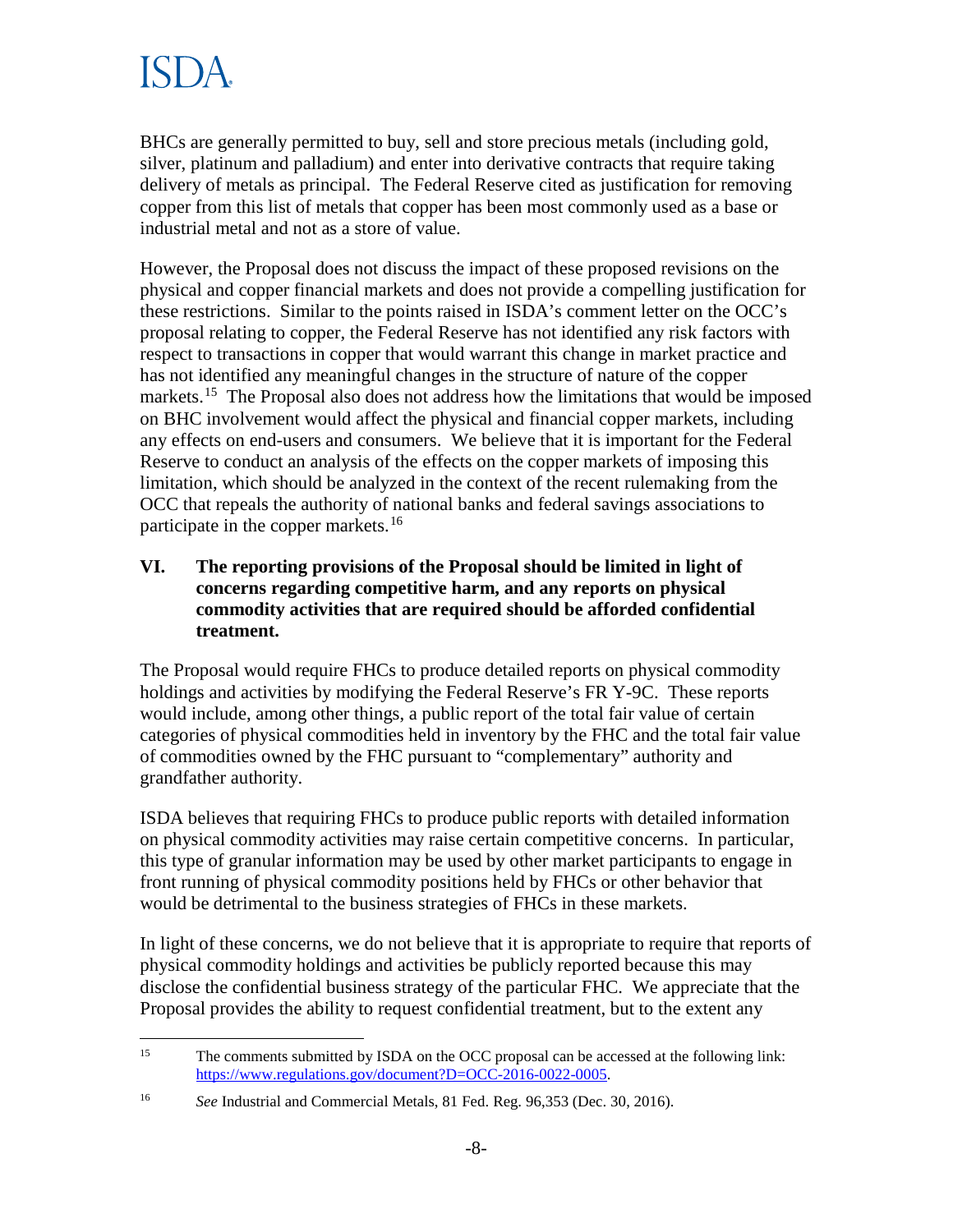BHCs are generally permitted to buy, sell and store precious metals (including gold, silver, platinum and palladium) and enter into derivative contracts that require taking delivery of metals as principal. The Federal Reserve cited as justification for removing copper from this list of metals that copper has been most commonly used as a base or industrial metal and not as a store of value.

However, the Proposal does not discuss the impact of these proposed revisions on the physical and copper financial markets and does not provide a compelling justification for these restrictions. Similar to the points raised in ISDA's comment letter on the OCC's proposal relating to copper, the Federal Reserve has not identified any risk factors with respect to transactions in copper that would warrant this change in market practice and has not identified any meaningful changes in the structure of nature of the copper markets.[15] The Proposal also does not address how the limitations that would be imposed on BHC involvement would affect the physical and financial copper markets, including any effects on end-users and consumers. We believe that it is important for the Federal Reserve to conduct an analysis of the effects on the copper markets of imposing this limitation, which should be analyzed in the context of the recent rulemaking from the OCC that repeals the authority of national banks and federal savings associations to participate in the copper markets.[16]

## VI. The reporting provisions of the Proposal should be limited in light of concerns regarding competitive harm, and any reports on physical commodity activities that are required should be afforded confidential treatment.

The Proposal would require FHCs to produce detailed reports on physical commodity holdings and activities by modifying the Federal Reserve's FR Y-9C. These reports would include, among other things, a public report of the total fair value of certain categories of physical commodities held in inventory by the FHC and the total fair value of commodities owned by the FHC pursuant to "complementary" authority and grandfather authority.

ISDA believes that requiring FHCs to produce public reports with detailed information on physical commodity activities may raise certain competitive concerns. In particular, this type of granular information may be used by other market participants to engage in front running of physical commodity positions held by FHCs or other behavior that would be detrimental to the business strategies of FHCs in these markets.

In light of these concerns, we do not believe that it is appropriate to require that reports of physical commodity holdings and activities be publicly reported because this may disclose the confidential business strategy of the particular FHC. We appreciate that the Proposal provides the ability to request confidential treatment, but to the extent any

---

[15] The comments submitted by ISDA on the OCC proposal can be accessed at the following link: https://www.regulations.gov/document?D=OCC-2016-0022-0005.

[16] *See* Industrial and Commercial Metals, 81 Fed. Reg. 96,353 (Dec. 30, 2016).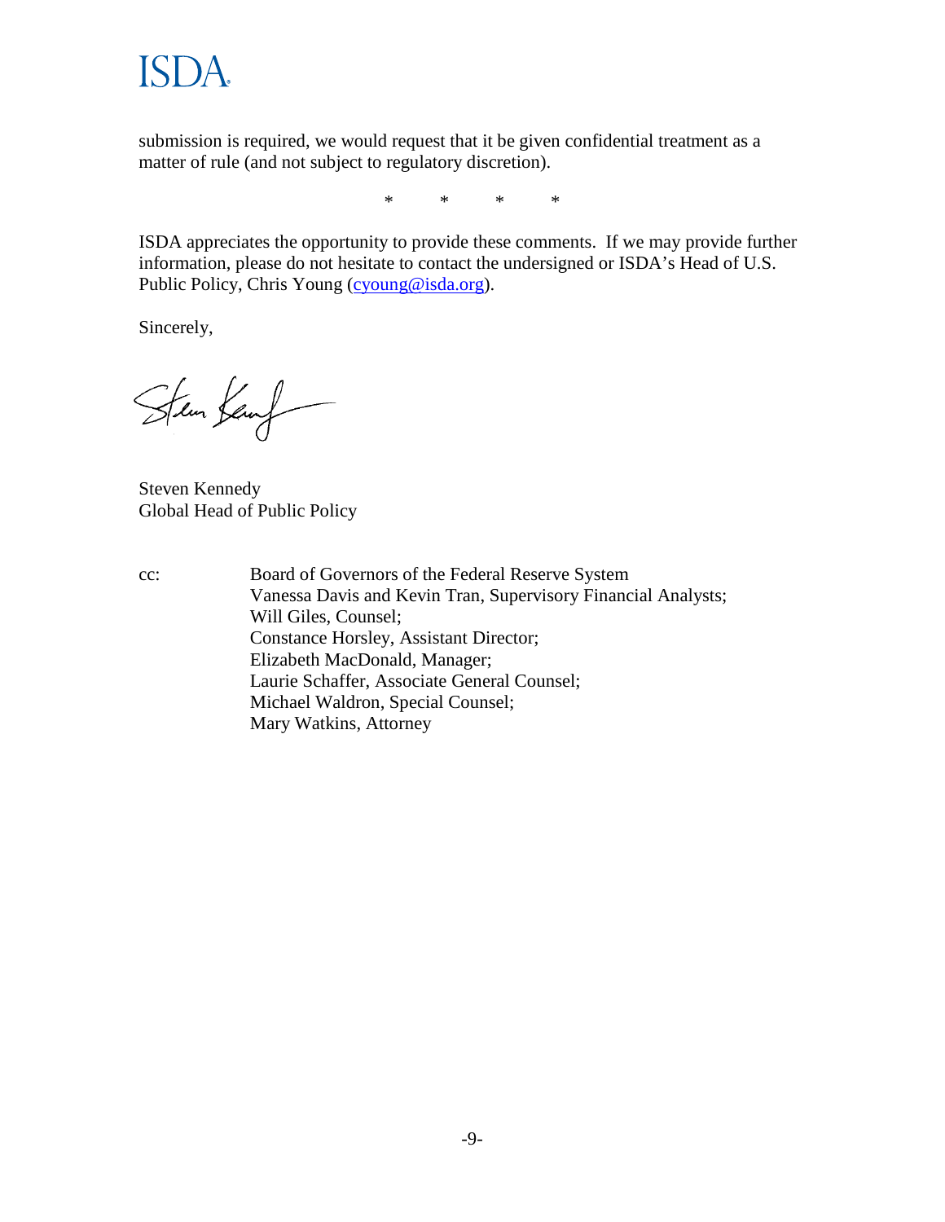submission is required, we would request that it be given confidential treatment as a matter of rule (and not subject to regulatory discretion).

\*     \*     \*     \*

ISDA appreciates the opportunity to provide these comments. If we may provide further information, please do not hesitate to contact the undersigned or ISDA's Head of U.S. Public Policy, Chris Young (cyoung@isda.org).

Sincerely,

Steven Kennedy
Global Head of Public Policy

cc: Board of Governors of the Federal Reserve System
Vanessa Davis and Kevin Tran, Supervisory Financial Analysts;
Will Giles, Counsel;
Constance Horsley, Assistant Director;
Elizabeth MacDonald, Manager;
Laurie Schaffer, Associate General Counsel;
Michael Waldron, Special Counsel;
Mary Watkins, Attorney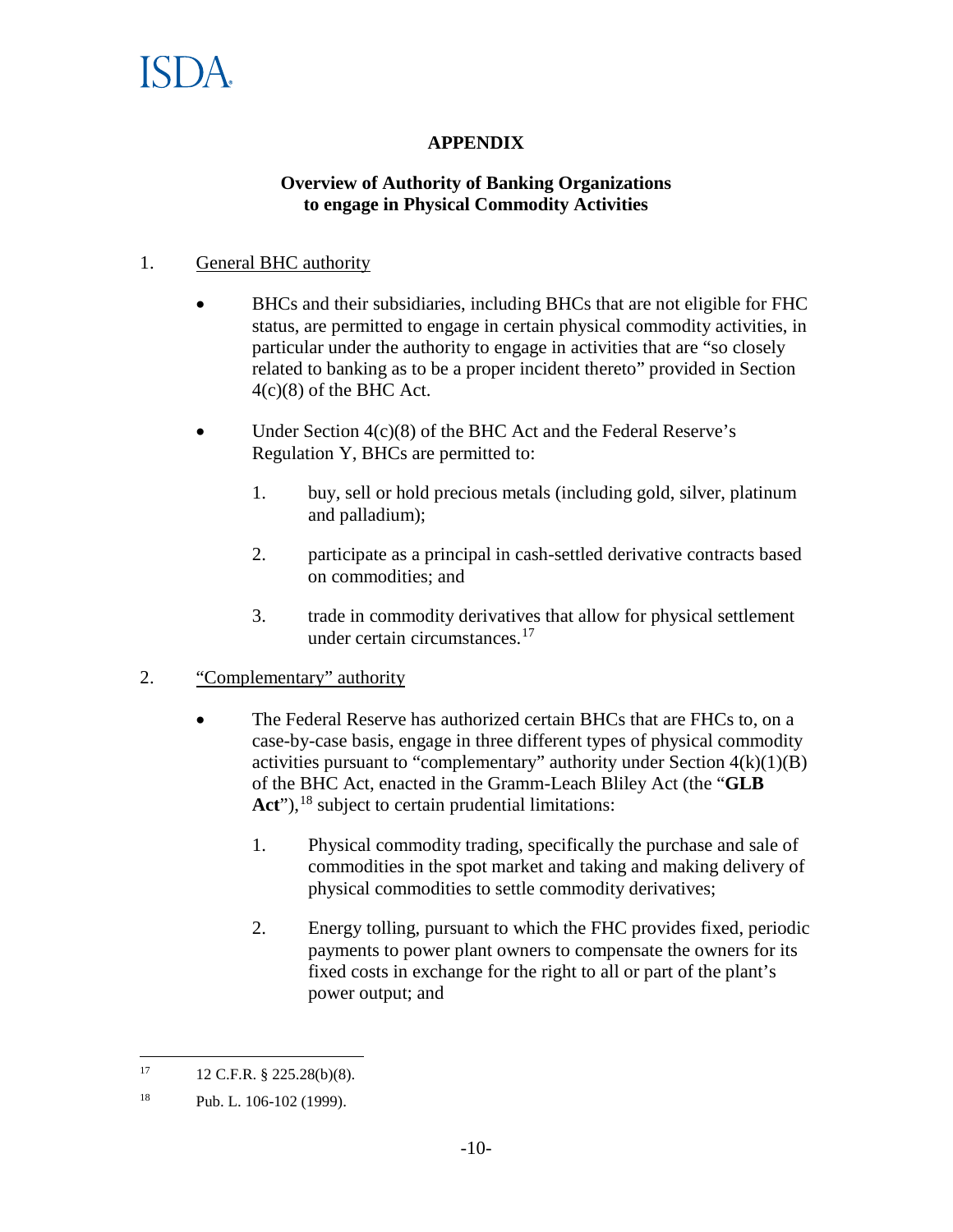**APPENDIX**

**Overview of Authority of Banking Organizations to engage in Physical Commodity Activities**

1. General BHC authority

- BHCs and their subsidiaries, including BHCs that are not eligible for FHC status, are permitted to engage in certain physical commodity activities, in particular under the authority to engage in activities that are "so closely related to banking as to be a proper incident thereto" provided in Section 4(c)(8) of the BHC Act.

- Under Section 4(c)(8) of the BHC Act and the Federal Reserve's Regulation Y, BHCs are permitted to:

  1. buy, sell or hold precious metals (including gold, silver, platinum and palladium);

  2. participate as a principal in cash-settled derivative contracts based on commodities; and

  3. trade in commodity derivatives that allow for physical settlement under certain circumstances.[17]

2. "Complementary" authority

- The Federal Reserve has authorized certain BHCs that are FHCs to, on a case-by-case basis, engage in three different types of physical commodity activities pursuant to "complementary" authority under Section 4(k)(1)(B) of the BHC Act, enacted in the Gramm-Leach Bliley Act (the "**GLB Act**"),[18] subject to certain prudential limitations:

  1. Physical commodity trading, specifically the purchase and sale of commodities in the spot market and taking and making delivery of physical commodities to settle commodity derivatives;

  2. Energy tolling, pursuant to which the FHC provides fixed, periodic payments to power plant owners to compensate the owners for its fixed costs in exchange for the right to all or part of the plant's power output; and

---

[17] 12 C.F.R. § 225.28(b)(8).

[18] Pub. L. 106-102 (1999).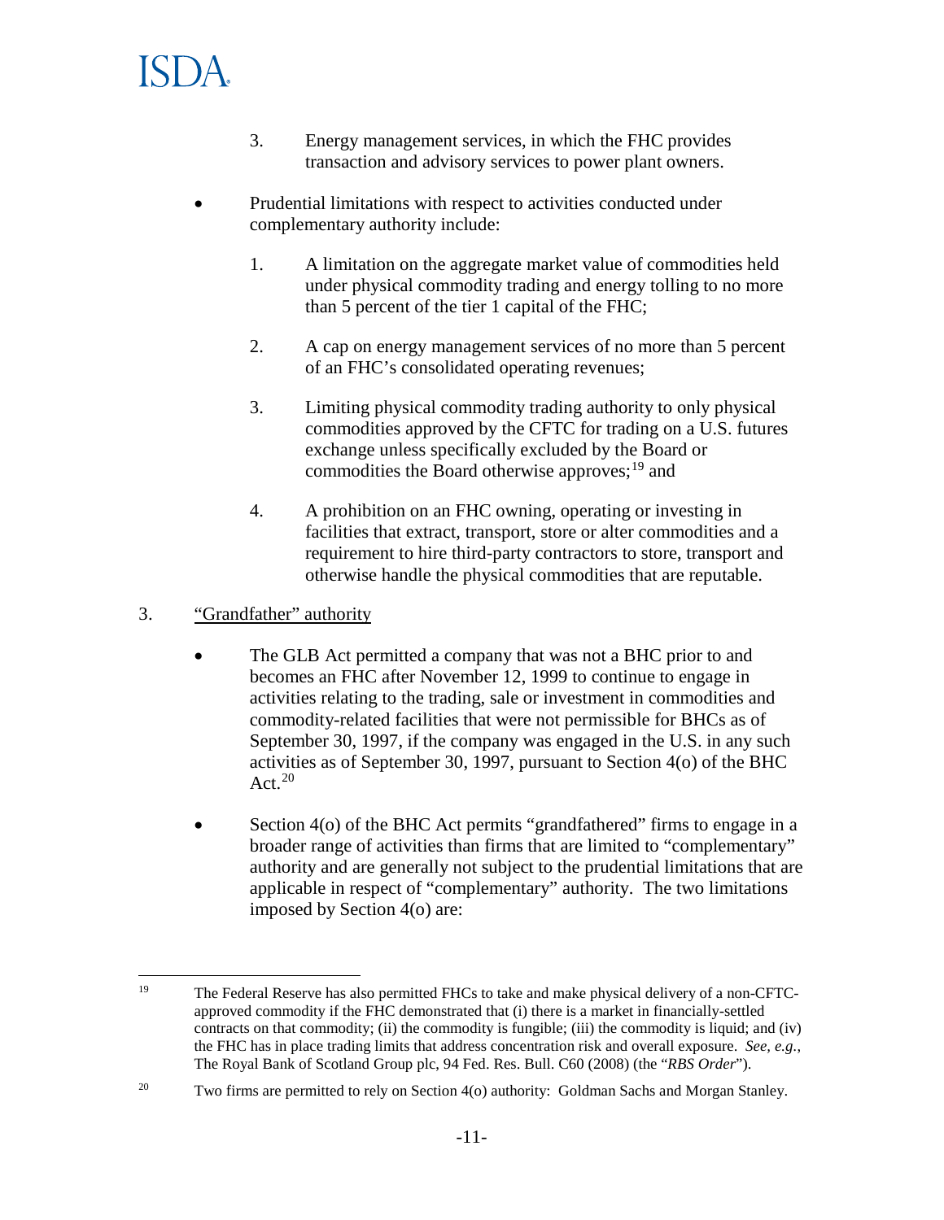3. Energy management services, in which the FHC provides transaction and advisory services to power plant owners.

- Prudential limitations with respect to activities conducted under complementary authority include:

  1. A limitation on the aggregate market value of commodities held under physical commodity trading and energy tolling to no more than 5 percent of the tier 1 capital of the FHC;

  2. A cap on energy management services of no more than 5 percent of an FHC's consolidated operating revenues;

  3. Limiting physical commodity trading authority to only physical commodities approved by the CFTC for trading on a U.S. futures exchange unless specifically excluded by the Board or commodities the Board otherwise approves;[19] and

  4. A prohibition on an FHC owning, operating or investing in facilities that extract, transport, store or alter commodities and a requirement to hire third-party contractors to store, transport and otherwise handle the physical commodities that are reputable.

3. <u>"Grandfather" authority</u>

- The GLB Act permitted a company that was not a BHC prior to and becomes an FHC after November 12, 1999 to continue to engage in activities relating to the trading, sale or investment in commodities and commodity-related facilities that were not permissible for BHCs as of September 30, 1997, if the company was engaged in the U.S. in any such activities as of September 30, 1997, pursuant to Section 4(o) of the BHC Act.[20]

- Section 4(o) of the BHC Act permits "grandfathered" firms to engage in a broader range of activities than firms that are limited to "complementary" authority and are generally not subject to the prudential limitations that are applicable in respect of "complementary" authority. The two limitations imposed by Section 4(o) are:

---

[19] The Federal Reserve has also permitted FHCs to take and make physical delivery of a non-CFTC-approved commodity if the FHC demonstrated that (i) there is a market in financially-settled contracts on that commodity; (ii) the commodity is fungible; (iii) the commodity is liquid; and (iv) the FHC has in place trading limits that address concentration risk and overall exposure. *See, e.g.*, The Royal Bank of Scotland Group plc, 94 Fed. Res. Bull. C60 (2008) (the "*RBS Order*").

[20] Two firms are permitted to rely on Section 4(o) authority: Goldman Sachs and Morgan Stanley.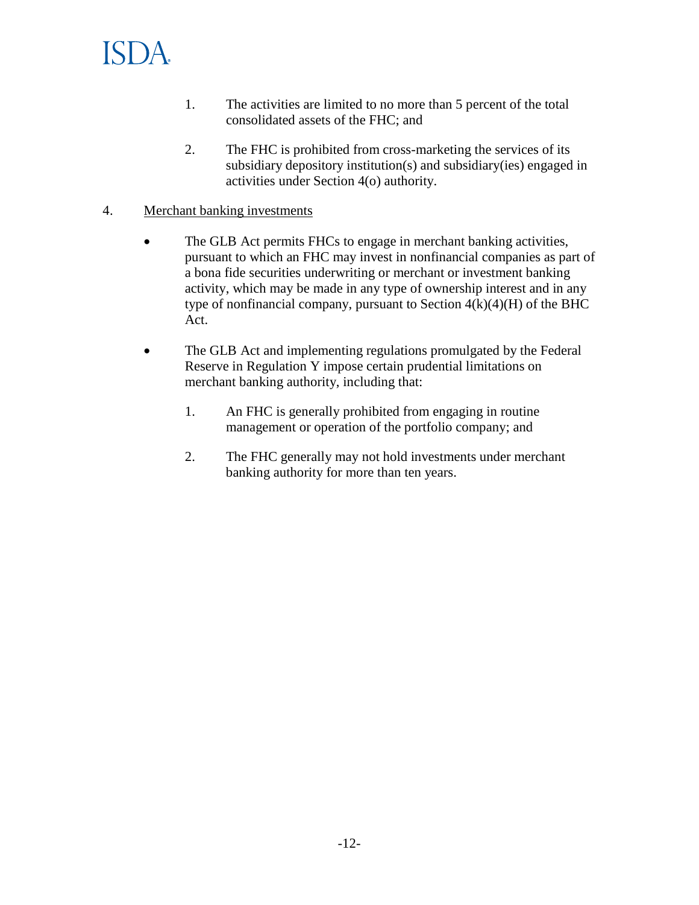1. The activities are limited to no more than 5 percent of the total consolidated assets of the FHC; and

2. The FHC is prohibited from cross-marketing the services of its subsidiary depository institution(s) and subsidiary(ies) engaged in activities under Section 4(o) authority.

4. Merchant banking investments

- The GLB Act permits FHCs to engage in merchant banking activities, pursuant to which an FHC may invest in nonfinancial companies as part of a bona fide securities underwriting or merchant or investment banking activity, which may be made in any type of ownership interest and in any type of nonfinancial company, pursuant to Section 4(k)(4)(H) of the BHC Act.

- The GLB Act and implementing regulations promulgated by the Federal Reserve in Regulation Y impose certain prudential limitations on merchant banking authority, including that:

  1. An FHC is generally prohibited from engaging in routine management or operation of the portfolio company; and

  2. The FHC generally may not hold investments under merchant banking authority for more than ten years.